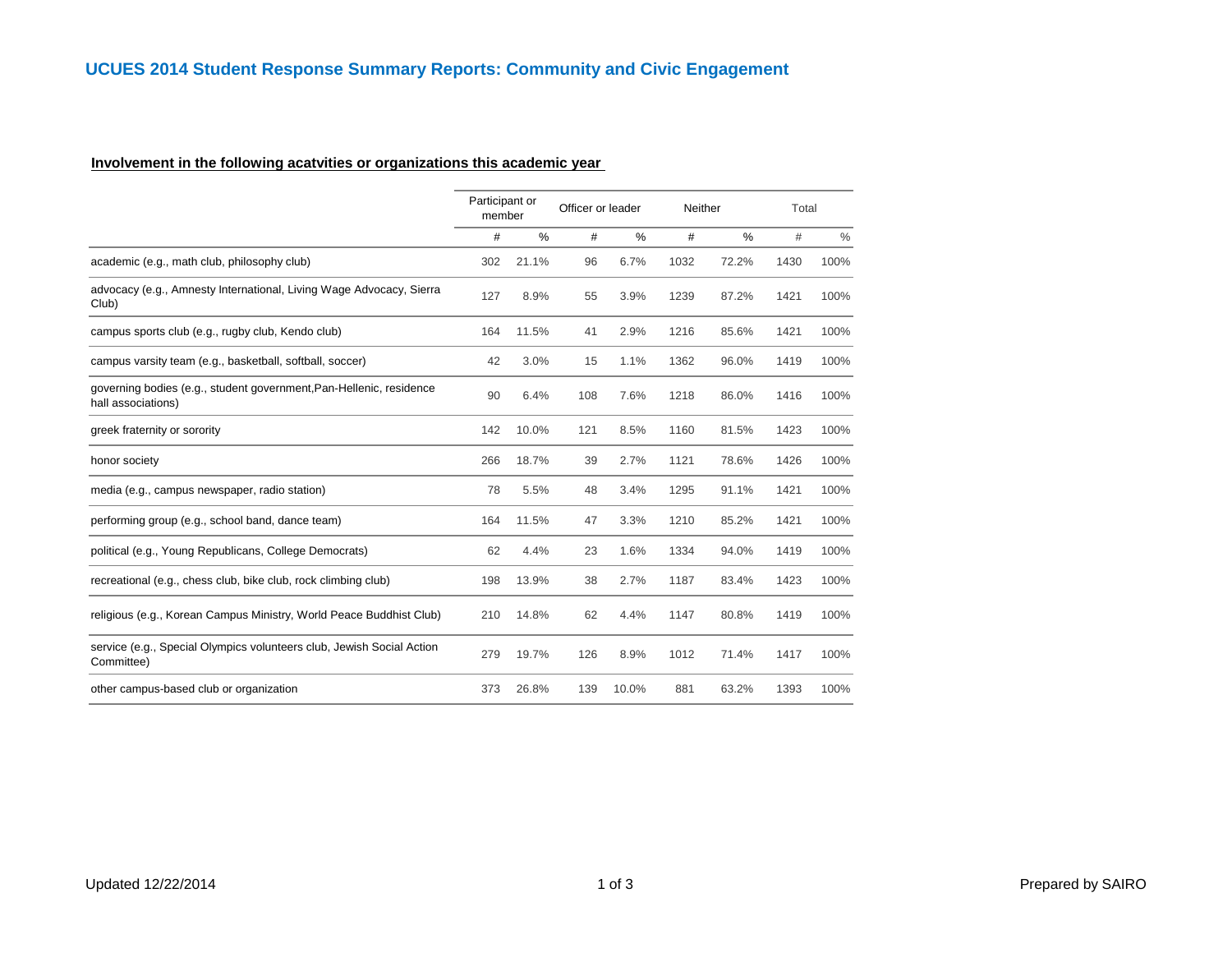# UCUES 2014 Student Response Summary Reports: Community and Civic Engagement

## Involvement in the following acatvities or organizations this academic year

| | Participant or member | | Officer or leader | | Neither | | Total | |
|---|---|---|---|---|---|---|---|---|
| | # | % | # | % | # | % | # | % |
| academic (e.g., math club, philosophy club) | 302 | 21.1% | 96 | 6.7% | 1032 | 72.2% | 1430 | 100% |
| advocacy (e.g., Amnesty International, Living Wage Advocacy, Sierra Club) | 127 | 8.9% | 55 | 3.9% | 1239 | 87.2% | 1421 | 100% |
| campus sports club (e.g., rugby club, Kendo club) | 164 | 11.5% | 41 | 2.9% | 1216 | 85.6% | 1421 | 100% |
| campus varsity team (e.g., basketball, softball, soccer) | 42 | 3.0% | 15 | 1.1% | 1362 | 96.0% | 1419 | 100% |
| governing bodies (e.g., student government,Pan-Hellenic, residence hall associations) | 90 | 6.4% | 108 | 7.6% | 1218 | 86.0% | 1416 | 100% |
| greek fraternity or sorority | 142 | 10.0% | 121 | 8.5% | 1160 | 81.5% | 1423 | 100% |
| honor society | 266 | 18.7% | 39 | 2.7% | 1121 | 78.6% | 1426 | 100% |
| media (e.g., campus newspaper, radio station) | 78 | 5.5% | 48 | 3.4% | 1295 | 91.1% | 1421 | 100% |
| performing group (e.g., school band, dance team) | 164 | 11.5% | 47 | 3.3% | 1210 | 85.2% | 1421 | 100% |
| political (e.g., Young Republicans, College Democrats) | 62 | 4.4% | 23 | 1.6% | 1334 | 94.0% | 1419 | 100% |
| recreational (e.g., chess club, bike club, rock climbing club) | 198 | 13.9% | 38 | 2.7% | 1187 | 83.4% | 1423 | 100% |
| religious (e.g., Korean Campus Ministry, World Peace Buddhist Club) | 210 | 14.8% | 62 | 4.4% | 1147 | 80.8% | 1419 | 100% |
| service (e.g., Special Olympics volunteers club, Jewish Social Action Committee) | 279 | 19.7% | 126 | 8.9% | 1012 | 71.4% | 1417 | 100% |
| other campus-based club or organization | 373 | 26.8% | 139 | 10.0% | 881 | 63.2% | 1393 | 100% |

Updated 12/22/2014

Prepared by SAIRO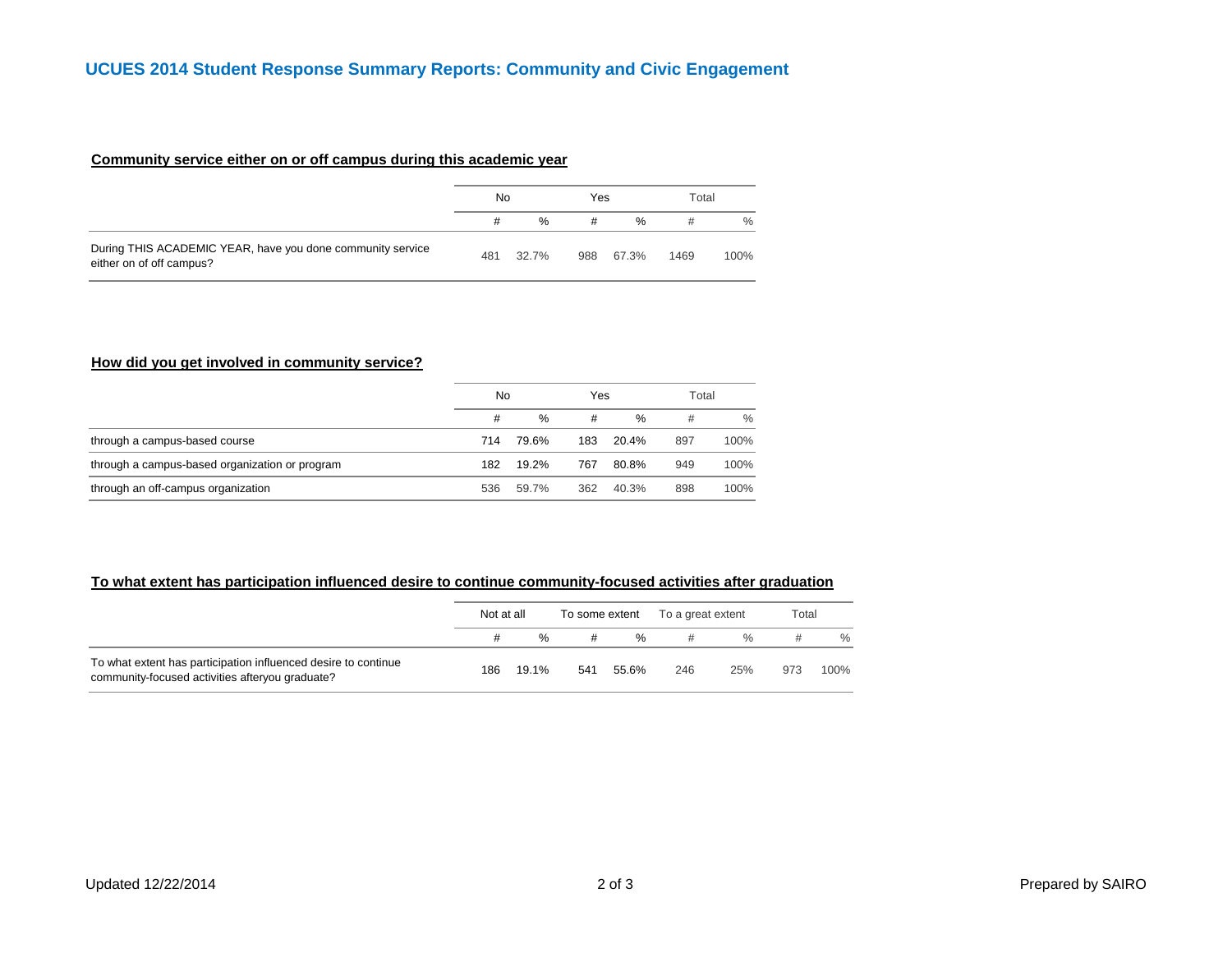## UCUES 2014 Student Response Summary Reports: Community and Civic Engagement

### Community service either on or off campus during this academic year

| | No | | Yes | | Total | |
|---|---|---|---|---|---|---|
| | # | % | # | % | # | % |
| During THIS ACADEMIC YEAR, have you done community service either on of off campus? | 481 | 32.7% | 988 | 67.3% | 1469 | 100% |

### How did you get involved in community service?

| | No | | Yes | | Total | |
|---|---|---|---|---|---|---|
| | # | % | # | % | # | % |
| through a campus-based course | 714 | 79.6% | 183 | 20.4% | 897 | 100% |
| through a campus-based organization or program | 182 | 19.2% | 767 | 80.8% | 949 | 100% |
| through an off-campus organization | 536 | 59.7% | 362 | 40.3% | 898 | 100% |

### To what extent has participation influenced desire to continue community-focused activities after graduation

| | Not at all | | To some extent | | To a great extent | | Total | |
|---|---|---|---|---|---|---|---|---|
| | # | % | # | % | # | % | # | % |
| To what extent has participation influenced desire to continue community-focused activities afteryou graduate? | 186 | 19.1% | 541 | 55.6% | 246 | 25% | 973 | 100% |

Updated 12/22/2014

Prepared by SAIRO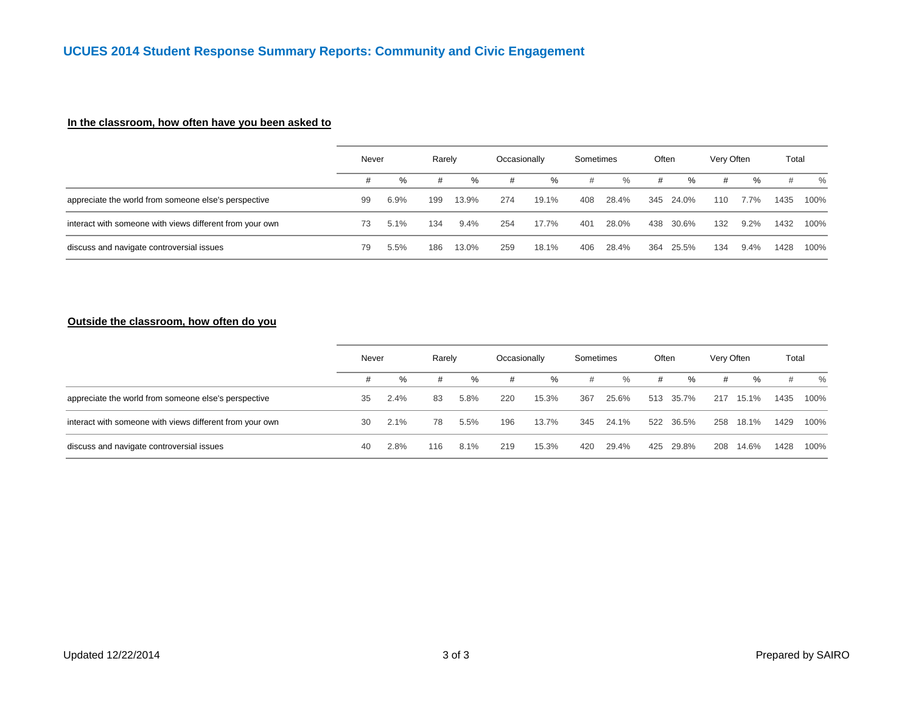## UCUES 2014 Student Response Summary Reports: Community and Civic Engagement

**In the classroom, how often have you been asked to**

| | Never | | Rarely | | Occasionally | | Sometimes | | Often | | Very Often | | Total | |
|---|---|---|---|---|---|---|---|---|---|---|---|---|---|---|
| | # | % | # | % | # | % | # | % | # | % | # | % | # | % |
| appreciate the world from someone else's perspective | 99 | 6.9% | 199 | 13.9% | 274 | 19.1% | 408 | 28.4% | 345 | 24.0% | 110 | 7.7% | 1435 | 100% |
| interact with someone with views different from your own | 73 | 5.1% | 134 | 9.4% | 254 | 17.7% | 401 | 28.0% | 438 | 30.6% | 132 | 9.2% | 1432 | 100% |
| discuss and navigate controversial issues | 79 | 5.5% | 186 | 13.0% | 259 | 18.1% | 406 | 28.4% | 364 | 25.5% | 134 | 9.4% | 1428 | 100% |

**Outside the classroom, how often do you**

| | Never | | Rarely | | Occasionally | | Sometimes | | Often | | Very Often | | Total | |
|---|---|---|---|---|---|---|---|---|---|---|---|---|---|---|
| | # | % | # | % | # | % | # | % | # | % | # | % | # | % |
| appreciate the world from someone else's perspective | 35 | 2.4% | 83 | 5.8% | 220 | 15.3% | 367 | 25.6% | 513 | 35.7% | 217 | 15.1% | 1435 | 100% |
| interact with someone with views different from your own | 30 | 2.1% | 78 | 5.5% | 196 | 13.7% | 345 | 24.1% | 522 | 36.5% | 258 | 18.1% | 1429 | 100% |
| discuss and navigate controversial issues | 40 | 2.8% | 116 | 8.1% | 219 | 15.3% | 420 | 29.4% | 425 | 29.8% | 208 | 14.6% | 1428 | 100% |

Updated 12/22/2014

Prepared by SAIRO